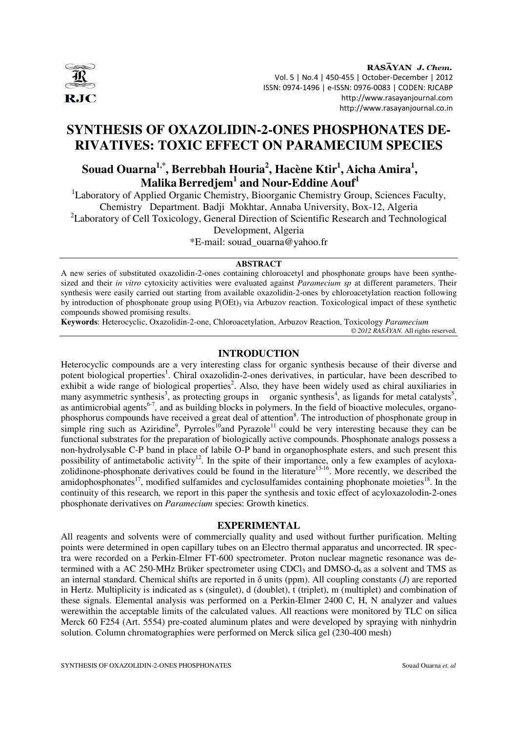# SYNTHESIS OF OXAZOLIDIN-2-ONES PHOSPHONATES DERIVATIVES: TOXIC EFFECT ON PARAMECIUM SPECIES

**Souad Ouarna[1,*], Berrebbah Houria[2], Hacène Ktir[1], Aicha Amira[1], Malika Berredjem[1] and Nour-Eddine Aouf[1]**

[1]Laboratory of Applied Organic Chemistry, Bioorganic Chemistry Group, Sciences Faculty, Chemistry Department. Badji Mokhtar, Annaba University, Box-12, Algeria

[2]Laboratory of Cell Toxicology, General Direction of Scientific Research and Technological Development, Algeria

*E-mail: souad_ouarna@yahoo.fr

## ABSTRACT

A new series of substituted oxazolidin-2-ones containing chloroacetyl and phosphonate groups have been synthesized and their *in vitro* cytoxicity activities were evaluated against *Paramecium sp* at different parameters. Their synthesis were easily carried out starting from available oxazolidin-2-ones by chloroacetylation reaction following by introduction of phosphonate group using $P(OEt)_3$ via Arbuzov reaction. Toxicological impact of these synthetic compounds showed promising results.

**Keywords**: Heterocyclic, Oxazolidin-2-one, Chloroacetylation, Arbuzov Reaction, Toxicology *Paramecium*

© *2012 RASĀYAN.* All rights reserved.

## INTRODUCTION

Heterocyclic compounds are a very interesting class for organic synthesis because of their diverse and potent biological properties[1]. Chiral oxazolidin-2-ones derivatives, in particular, have been described to exhibit a wide range of biological properties[2]. Also, they have been widely used as chiral auxiliaries in many asymmetric synthesis[3], as protecting groups in organic synthesis[4], as ligands for metal catalysts[5], as antimicrobial agents[6-7], and as building blocks in polymers. In the field of bioactive molecules, organophosphorus compounds have received a great deal of attention[8]. The introduction of phosphonate group in simple ring such as Aziridine[9], Pyrroles[10]and Pyrazole[11] could be very interesting because they can be functional substrates for the preparation of biologically active compounds. Phosphonate analogs possess a non-hydrolysable C-P band in place of labile O-P band in organophosphate esters, and such present this possibility of antimetabolic activity[12]. In the spite of their importance, only a few examples of acyloxazolidinone-phosphonate derivatives could be found in the literature[13-16]. More recently, we described the amidophosphonates[17], modified sulfamides and cyclosulfamides containing phophonate moieties[18]. In the continuity of this research, we report in this paper the synthesis and toxic effect of acyloxazolodin-2-ones phosphonate derivatives on *Paramecium* species: Growth kinetics.

## EXPERIMENTAL

All reagents and solvents were of commercially quality and used without further purification. Melting points were determined in open capillary tubes on an Electro thermal apparatus and uncorrected. IR spectra were recorded on a Perkin-Elmer FT-600 spectrometer. Proton nuclear magnetic resonance was determined with a AC 250-MHz Brüker spectrometer using $CDCl_3$ and DMSO-$d_6$ as a solvent and TMS as an internal standard. Chemical shifts are reported in δ units (ppm). All coupling constants (*J*) are reported in Hertz. Multiplicity is indicated as s (singulet), d (doublet), t (triplet), m (multiplet) and combination of these signals. Elemental analysis was performed on a Perkin-Elmer 2400 C, H, N analyzer and values werewithin the acceptable limits of the calculated values. All reactions were monitored by TLC on silica Merck 60 F254 (Art. 5554) pre-coated aluminum plates and were developed by spraying with ninhydrin solution. Column chromatographies were performed on Merck silica gel (230-400 mesh)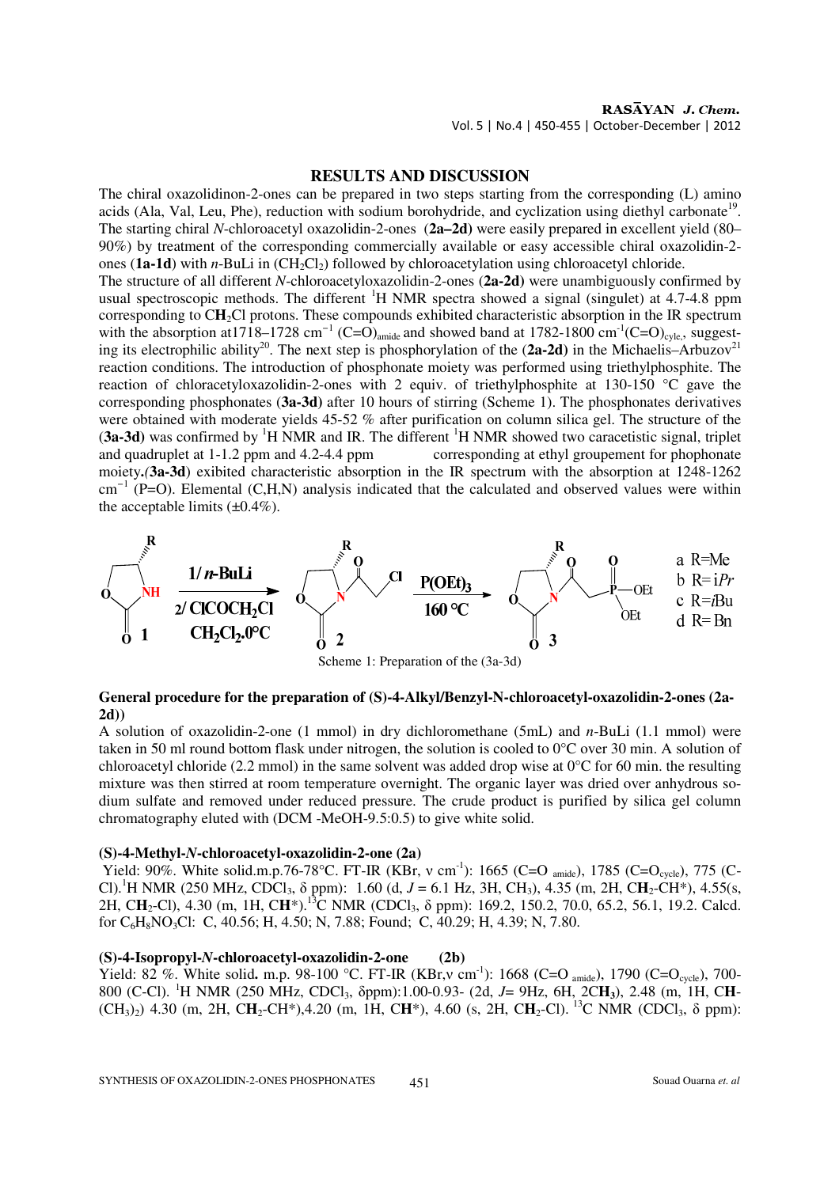## RESULTS AND DISCUSSION

The chiral oxazolidinon-2-ones can be prepared in two steps starting from the corresponding (L) amino acids (Ala, Val, Leu, Phe), reduction with sodium borohydride, and cyclization using diethyl carbonate[19]. The starting chiral *N*-chloroacetyl oxazolidin-2-ones (**2a–2d**) were easily prepared in excellent yield (80–90%) by treatment of the corresponding commercially available or easy accessible chiral oxazolidin-2-ones (**1a-1d**) with *n*-BuLi in ($CH_2Cl_2$) followed by chloroacetylation using chloroacetyl chloride.

The structure of all different *N*-chloroacetyloxazolidin-2-ones (**2a-2d**) were unambiguously confirmed by usual spectroscopic methods. The different $^1$H NMR spectra showed a signal (singulet) at 4.7-4.8 ppm corresponding to C**H**$_2$Cl protons. These compounds exhibited characteristic absorption in the IR spectrum with the absorption at1718–1728 cm$^{-1}$ $(C{=}O)_{amide}$ and showed band at 1782-1800 cm$^{-1}$$(C{=}O)_{cyle,}$, suggesting its electrophilic ability[20]. The next step is phosphorylation of the (**2a-2d**) in the Michaelis–Arbuzov[21] reaction conditions. The introduction of phosphonate moiety was performed using triethylphosphite. The reaction of chloracetyloxazolidin-2-ones with 2 equiv. of triethylphosphite at 130-150 °C gave the corresponding phosphonates (**3a-3d**) after 10 hours of stirring (Scheme 1). The phosphonates derivatives were obtained with moderate yields 45-52 % after purification on column silica gel. The structure of the (**3a-3d**) was confirmed by $^1$H NMR and IR. The different $^1$H NMR showed two caracetistic signal, triplet and quadruplet at 1-1.2 ppm and 4.2-4.4 ppm corresponding at ethyl groupement for phophonate moiety*.(***3a-3d**) exhibited characteristic absorption in the IR spectrum with the absorption at 1248-1262 cm$^{-1}$ (P=O). Elemental (C,H,N) analysis indicated that the calculated and observed values were within the acceptable limits (±0.4%).

Scheme 1: Preparation of the (3a-3d)

(1 → 2: 1/ *n*-BuLi, 2/ $ClCOCH_2Cl$, $CH_2Cl_2$, 0°C; 2 → 3: $P(OEt)_3$, 160 °C; a R=Me, b R=i*Pr*, c R=*i*Bu, d R= Bn)

### General procedure for the preparation of (S)-4-Alkyl/Benzyl-N-chloroacetyl-oxazolidin-2-ones (2a-2d))

A solution of oxazolidin-2-one (1 mmol) in dry dichloromethane (5mL) and *n*-BuLi (1.1 mmol) were taken in 50 ml round bottom flask under nitrogen, the solution is cooled to 0°C over 30 min. A solution of chloroacetyl chloride (2.2 mmol) in the same solvent was added drop wise at 0°C for 60 min. the resulting mixture was then stirred at room temperature overnight. The organic layer was dried over anhydrous sodium sulfate and removed under reduced pressure. The crude product is purified by silica gel column chromatography eluted with (DCM -MeOH-9.5:0.5) to give white solid.

#### (S)-4-Methyl-*N*-chloroacetyl-oxazolidin-2-one (2a)

Yield: 90%. White solid.m.p.76-78°C. FT-IR (KBr, ν cm$^{-1}$): 1665 $(C{=}O_{\ amide})$, 1785 $(C{=}O_{cycle})$, 775 (C-Cl).$^1$H NMR (250 MHz, $CDCl_3$, δ ppm): 1.60 (d, $J$ = 6.1 Hz, 3H, $CH_3$), 4.35 (m, 2H, C**H**$_2$-CH*), 4.55(s, 2H, C**H**$_2$-Cl), 4.30 (m, 1H, C**H***).$^{13}$C NMR ($CDCl_3$, δ ppm): 169.2, 150.2, 70.0, 65.2, 56.1, 19.2. Calcd. for $C_6H_8NO_3Cl$: C, 40.56; H, 4.50; N, 7.88; Found; C, 40.29; H, 4.39; N, 7.80.

#### (S)-4-Isopropyl-*N*-chloroacetyl-oxazolidin-2-one (2b)

Yield: 82 %. White solid**.** m.p. 98-100 °C. FT-IR (KBr,ν cm$^{-1}$): 1668 $(C{=}O_{\ amide})$, 1790 $(C{=}O_{cycle})$, 700-800 (C-Cl). $^1$H NMR (250 MHz, $CDCl_3$, δppm):1.00-0.93- (2d, $J$= 9Hz, 6H, 2C**H**$_3$), 2.48 (m, 1H, C**H**-$(CH_3)_2$) 4.30 (m, 2H, C**H**$_2$-CH*),4.20 (m, 1H, C**H***), 4.60 (s, 2H, C**H**$_2$-Cl). $^{13}$C NMR ($CDCl_3$, δ ppm):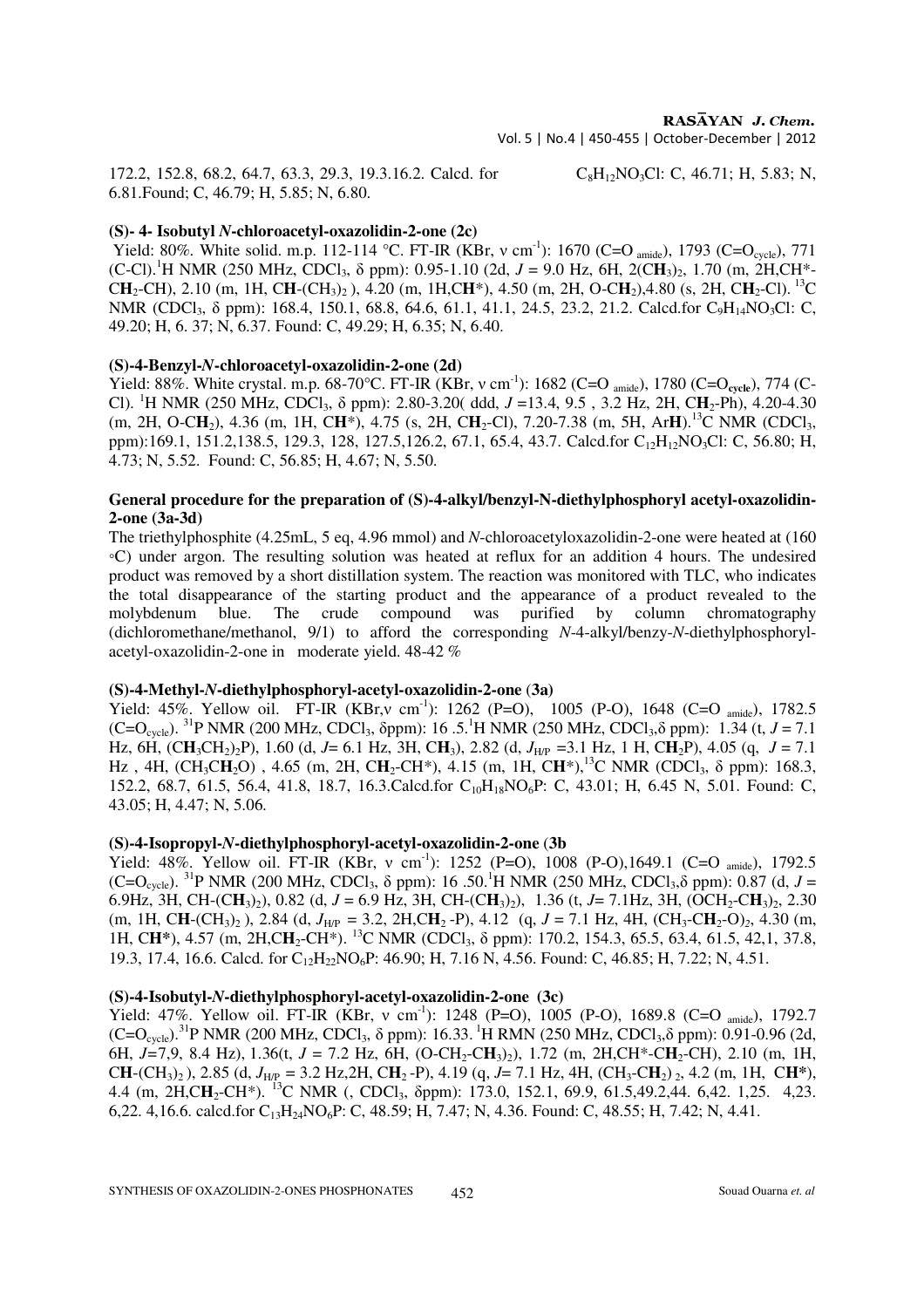172.2, 152.8, 68.2, 64.7, 63.3, 29.3, 19.3.16.2. Calcd. for $C_8H_{12}NO_3Cl$: C, 46.71; H, 5.83; N, 6.81.Found; C, 46.79; H, 5.85; N, 6.80.

### (S)- 4- Isobutyl *N*-chloroacetyl-oxazolidin-2-one (2c)

Yield: 80%. White solid. m.p. 112-114 °C. FT-IR (KBr, ν $cm^{-1}$): 1670 (C=O $_{amide}$), 1793 (C=O$_{cycle}$), 771 (C-Cl).[1]H NMR (250 MHz, $CDCl_3$, δ ppm): 0.95-1.10 (2d, *J* = 9.0 Hz, 6H, 2(C**H**$_3$)$_2$, 1.70 (m, 2H,CH*-C**H**$_2$-CH), 2.10 (m, 1H, C**H**-(CH$_3$)$_2$ ), 4.20 (m, 1H,C**H***), 4.50 (m, 2H, O-C**H**$_2$),4.80 (s, 2H, C**H**$_2$-Cl). [13]C NMR ($CDCl_3$, δ ppm): 168.4, 150.1, 68.8, 64.6, 61.1, 41.1, 24.5, 23.2, 21.2. Calcd.for $C_9H_{14}NO_3Cl$: C, 49.20; H, 6. 37; N, 6.37. Found: C, 49.29; H, 6.35; N, 6.40.

### (S)-4-Benzyl-*N*-chloroacetyl-oxazolidin-2-one (2d)

Yield: 88%. White crystal. m.p. 68-70°C. FT-IR (KBr, ν $cm^{-1}$): 1682 (C=O $_{amide}$), 1780 (C=O$_{\mathbf{cycle}}$), 774 (C-Cl). [1]H NMR (250 MHz, $CDCl_3$, δ ppm): 2.80-3.20( ddd, *J* =13.4, 9.5 , 3.2 Hz, 2H, C**H**$_2$-Ph), 4.20-4.30 (m, 2H, O-C**H**$_2$), 4.36 (m, 1H, C**H***), 4.75 (s, 2H, C**H**$_2$-Cl), 7.20-7.38 (m, 5H, Ar**H**).[13]C NMR ($CDCl_3$, ppm):169.1, 151.2,138.5, 129.3, 128, 127.5,126.2, 67.1, 65.4, 43.7. Calcd.for $C_{12}H_{12}NO_3Cl$: C, 56.80; H, 4.73; N, 5.52. Found: C, 56.85; H, 4.67; N, 5.50.

### General procedure for the preparation of (S)-4-alkyl/benzyl-N-diethylphosphoryl acetyl-oxazolidin-2-one (3a-3d)

The triethylphosphite (4.25mL, 5 eq, 4.96 mmol) and *N*-chloroacetyloxazolidin-2-one were heated at (160 ◦C) under argon. The resulting solution was heated at reflux for an addition 4 hours. The undesired product was removed by a short distillation system. The reaction was monitored with TLC, who indicates the total disappearance of the starting product and the appearance of a product revealed to the molybdenum blue. The crude compound was purified by column chromatography (dichloromethane/methanol, 9/1) to afford the corresponding *N*-4-alkyl/benzy-*N*-diethylphosphoryl-acetyl-oxazolidin-2-one in moderate yield. 48-42 %

### (S)-4-Methyl-*N*-diethylphosphoryl-acetyl-oxazolidin-2-one (3a)

Yield: 45%. Yellow oil. FT-IR (KBr,ν $cm^{-1}$): 1262 (P=O), 1005 (P-O), 1648 (C=O $_{amide}$), 1782.5 (C=O$_{cycle}$). [31]P NMR (200 MHz, $CDCl_3$, δppm): 16 .5.[1]H NMR (250 MHz, $CDCl_3$,δ ppm): 1.34 (t, *J* = 7.1 Hz, 6H, (C**H**$_3$CH$_2$)$_2$P), 1.60 (d, *J*= 6.1 Hz, 3H, C**H**$_3$), 2.82 (d, $J_{H/P}$ =3.1 Hz, 1 H, C**H**$_2$P), 4.05 (q, *J* = 7.1 Hz , 4H, (CH$_3$C**H**$_2$O) , 4.65 (m, 2H, C**H**$_2$-CH*), 4.15 (m, 1H, C**H***),[13]C NMR ($CDCl_3$, δ ppm): 168.3, 152.2, 68.7, 61.5, 56.4, 41.8, 18.7, 16.3.Calcd.for $C_{10}H_{18}NO_6P$: C, 43.01; H, 6.45 N, 5.01. Found: C, 43.05; H, 4.47; N, 5.06.

### (S)-4-Isopropyl-*N*-diethylphosphoryl-acetyl-oxazolidin-2-one (3b

Yield: 48%. Yellow oil. FT-IR (KBr, ν $cm^{-1}$): 1252 (P=O), 1008 (P-O),1649.1 (C=O $_{amide}$), 1792.5 (C=O$_{cycle}$). [31]P NMR (200 MHz, $CDCl_3$, δ ppm): 16 .50.[1]H NMR (250 MHz, $CDCl_3$,δ ppm): 0.87 (d, *J* = 6.9Hz, 3H, CH-(C**H**$_3$)$_2$), 0.82 (d, *J* = 6.9 Hz, 3H, CH-(C**H**$_3$)$_2$), 1.36 (t, *J*= 7.1Hz, 3H, (OCH$_2$-C**H**$_3$)$_2$, 2.30 (m, 1H, C**H**-(CH$_3$)$_2$ ), 2.84 (d, $J_{H/P}$ = 3.2, 2H,C**H**$_2$ -P), 4.12 (q, *J* = 7.1 Hz, 4H, (CH$_3$-C**H**$_2$-O)$_2$, 4.30 (m, 1H, C**H***), 4.57 (m, 2H,C**H**$_2$-CH*). [13]C NMR ($CDCl_3$, δ ppm): 170.2, 154.3, 65.5, 63.4, 61.5, 42,1, 37.8, 19.3, 17.4, 16.6. Calcd. for $C_{12}H_{22}NO_6P$: 46.90; H, 7.16 N, 4.56. Found: C, 46.85; H, 7.22; N, 4.51.

### (S)-4-Isobutyl-*N*-diethylphosphoryl-acetyl-oxazolidin-2-one (3c)

Yield: 47%. Yellow oil. FT-IR (KBr, ν $cm^{-1}$): 1248 (P=O), 1005 (P-O), 1689.8 (C=O $_{amide}$), 1792.7 (C=O$_{cycle}$).[31]P NMR (200 MHz, $CDCl_3$, δ ppm): 16.33. [1]H RMN (250 MHz, $CDCl_3$,δ ppm): 0.91-0.96 (2d, 6H, *J*=7,9, 8.4 Hz), 1.36(t, *J* = 7.2 Hz, 6H, (O-CH$_2$-C**H**$_3$)$_2$), 1.72 (m, 2H,CH*-C**H**$_2$-CH), 2.10 (m, 1H, C**H**-(CH$_3$)$_2$ ), 2.85 (d, $J_{H/P}$ = 3.2 Hz,2H, C**H**$_2$ -P), 4.19 (q, *J*= 7.1 Hz, 4H, (CH$_3$-C**H**$_2$) $_2$, 4.2 (m, 1H, C**H***), 4.4 (m, 2H,C**H**$_2$-CH*). [13]C NMR (, $CDCl_3$, δppm): 173.0, 152.1, 69.9, 61.5,49.2,44. 6,42. 1,25. 4,23. 6,22. 4,16.6. calcd.for $C_{13}H_{24}NO_6P$: C, 48.59; H, 7.47; N, 4.36. Found: C, 48.55; H, 7.42; N, 4.41.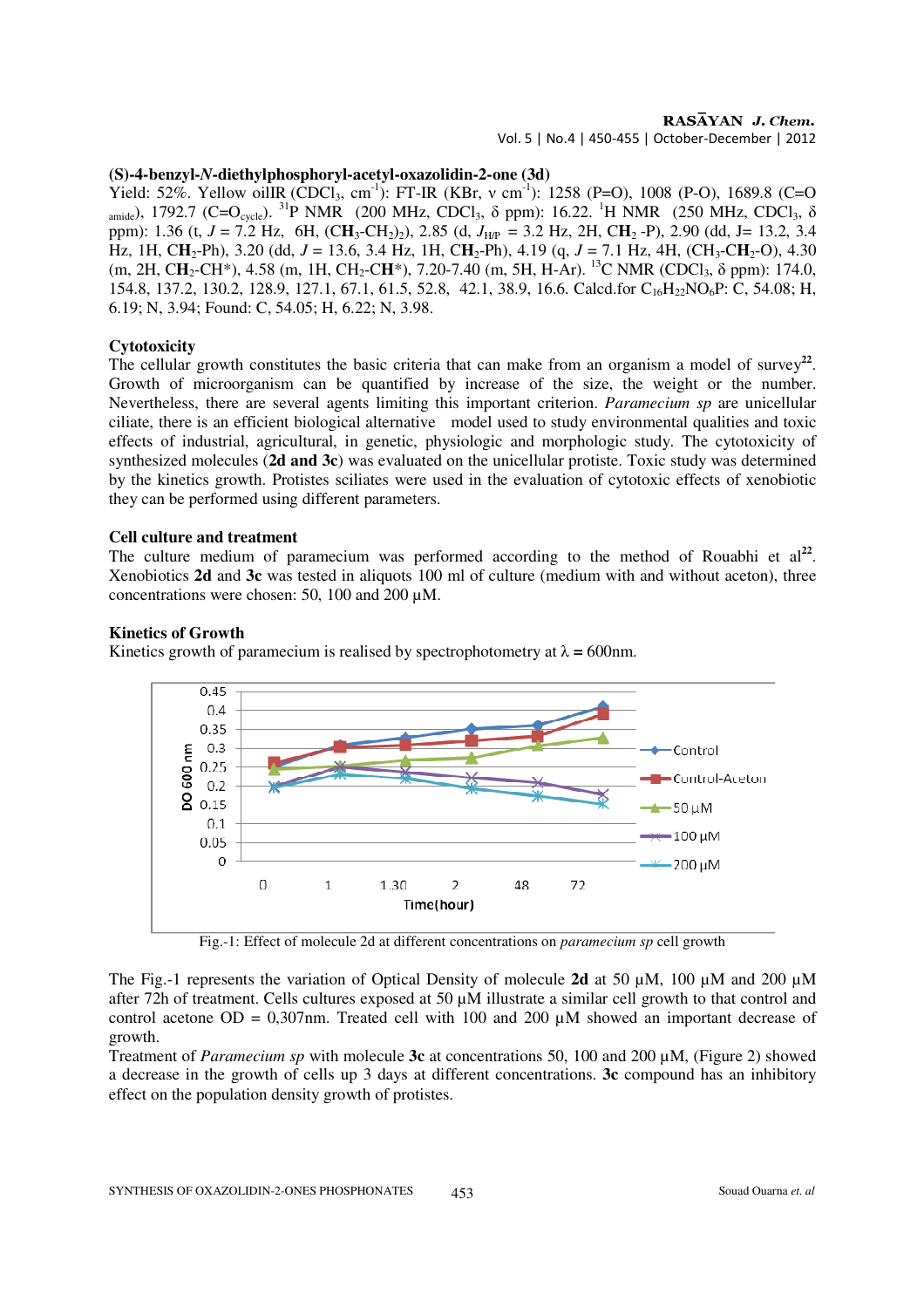**(S)-4-benzyl-*N*-diethylphosphoryl-acetyl-oxazolidin-2-one (3d)**

Yield: 52%. Yellow oilIR ($CDCl_3$, $cm^{-1}$): FT-IR (KBr, ν $cm^{-1}$): 1258 (P=O), 1008 (P-O), 1689.8 ($C=O_{amide}$), 1792.7 ($C=O_{cycle}$). $^{31}P$ NMR (200 MHz, $CDCl_3$, δ ppm): 16.22. $^{1}H$ NMR (250 MHz, $CDCl_3$, δ ppm): 1.36 (t, $J$ = 7.2 Hz, 6H, ($CH_3$-$CH_2$)$_2$), 2.85 (d, $J_{H/P}$ = 3.2 Hz, 2H, $CH_2$ -P), 2.90 (dd, J= 13.2, 3.4 Hz, 1H, $CH_2$-Ph), 3.20 (dd, $J$ = 13.6, 3.4 Hz, 1H, $CH_2$-Ph), 4.19 (q, $J$ = 7.1 Hz, 4H, ($CH_3$-$CH_2$-O), 4.30 (m, 2H, $CH_2$-CH*), 4.58 (m, 1H, $CH_2$-CH*), 7.20-7.40 (m, 5H, H-Ar). $^{13}C$ NMR ($CDCl_3$, δ ppm): 174.0, 154.8, 137.2, 130.2, 128.9, 127.1, 67.1, 61.5, 52.8, 42.1, 38.9, 16.6. Calcd.for $C_{16}H_{22}NO_6P$: C, 54.08; H, 6.19; N, 3.94; Found: C, 54.05; H, 6.22; N, 3.98.

### Cytotoxicity

The cellular growth constitutes the basic criteria that can make from an organism a model of survey[22]. Growth of microorganism can be quantified by increase of the size, the weight or the number. Nevertheless, there are several agents limiting this important criterion. *Paramecium sp* are unicellular ciliate, there is an efficient biological alternative model used to study environmental qualities and toxic effects of industrial, agricultural, in genetic, physiologic and morphologic study. The cytotoxicity of synthesized molecules (**2d and 3c**) was evaluated on the unicellular protiste. Toxic study was determined by the kinetics growth. Protistes sciliates were used in the evaluation of cytotoxic effects of xenobiotic they can be performed using different parameters.

### Cell culture and treatment

The culture medium of paramecium was performed according to the method of Rouabhi et al[22]. Xenobiotics **2d** and **3c** was tested in aliquots 100 ml of culture (medium with and without aceton), three concentrations were chosen: 50, 100 and 200 µM.

### Kinetics of Growth

Kinetics growth of paramecium is realised by spectrophotometry at λ = 600nm.

Fig.-1: Effect of molecule 2d at different concentrations on *paramecium sp* cell growth

The Fig.-1 represents the variation of Optical Density of molecule **2d** at 50 µM, 100 µM and 200 µM after 72h of treatment. Cells cultures exposed at 50 µM illustrate a similar cell growth to that control and control acetone OD = 0,307nm. Treated cell with 100 and 200 µM showed an important decrease of growth.

Treatment of *Paramecium sp* with molecule **3c** at concentrations 50, 100 and 200 µM, (Figure 2) showed a decrease in the growth of cells up 3 days at different concentrations. **3c** compound has an inhibitory effect on the population density growth of protistes.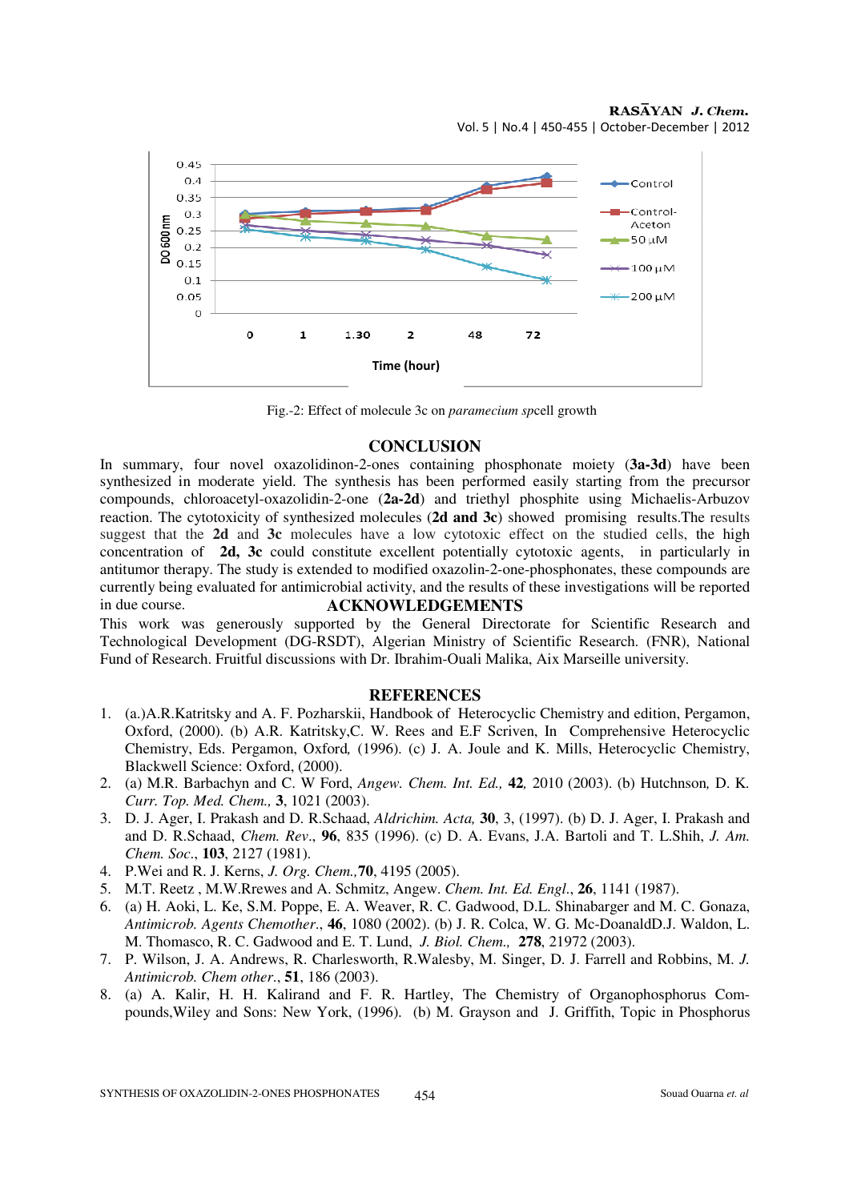Fig.-2: Effect of molecule 3c on *paramecium sp*cell growth

## CONCLUSION

In summary, four novel oxazolidinon-2-ones containing phosphonate moiety (**3a-3d**) have been synthesized in moderate yield. The synthesis has been performed easily starting from the precursor compounds, chloroacetyl-oxazolidin-2-one (**2a-2d**) and triethyl phosphite using Michaelis-Arbuzov reaction. The cytotoxicity of synthesized molecules (**2d and 3c**) showed promising results.The results suggest that the **2d** and **3c** molecules have a low cytotoxic effect on the studied cells, the high concentration of **2d, 3c** could constitute excellent potentially cytotoxic agents, in particularly in antitumor therapy. The study is extended to modified oxazolin-2-one-phosphonates, these compounds are currently being evaluated for antimicrobial activity, and the results of these investigations will be reported in due course.

## ACKNOWLEDGEMENTS

This work was generously supported by the General Directorate for Scientific Research and Technological Development (DG-RSDT), Algerian Ministry of Scientific Research. (FNR), National Fund of Research. Fruitful discussions with Dr. Ibrahim-Ouali Malika, Aix Marseille university.

## REFERENCES

1. (a.)A.R.Katritsky and A. F. Pozharskii, Handbook of Heterocyclic Chemistry and edition, Pergamon, Oxford, (2000). (b) A.R. Katritsky,C. W. Rees and E.F Scriven, In Comprehensive Heterocyclic Chemistry, Eds. Pergamon, Oxford*,* (1996). (c) J. A. Joule and K. Mills, Heterocyclic Chemistry, Blackwell Science: Oxford, (2000).
2. (a) M.R. Barbachyn and C. W Ford, *Angew. Chem. Int. Ed.,* **42***,* 2010 (2003). (b) Hutchnson*,* D. K. *Curr. Top. Med. Chem.,* **3**, 1021 (2003).
3. D. J. Ager, I. Prakash and D. R.Schaad, *Aldrichim. Acta,* **30**, 3, (1997). (b) D. J. Ager, I. Prakash and and D. R.Schaad, *Chem. Rev*., **96**, 835 (1996). (c) D. A. Evans, J.A. Bartoli and T. L.Shih, *J. Am. Chem. Soc*., **103**, 2127 (1981).
4. P.Wei and R. J. Kerns, *J. Org. Chem.,***70**, 4195 (2005).
5. M.T. Reetz , M.W.Rrewes and A. Schmitz, Angew. *Chem. Int. Ed. Engl*., **26**, 1141 (1987).
6. (a) H. Aoki, L. Ke, S.M. Poppe, E. A. Weaver, R. C. Gadwood, D.L. Shinabarger and M. C. Gonaza, *Antimicrob. Agents Chemother*., **46**, 1080 (2002). (b) J. R. Colca, W. G. Mc-DoanaldD.J. Waldon, L. M. Thomasco, R. C. Gadwood and E. T. Lund, *J. Biol. Chem.,* **278**, 21972 (2003).
7. P. Wilson, J. A. Andrews, R. Charlesworth, R.Walesby, M. Singer, D. J. Farrell and Robbins, M. *J. Antimicrob. Chem other*., **51**, 186 (2003).
8. (a) A. Kalir, H. H. Kalirand and F. R. Hartley, The Chemistry of Organophosphorus Compounds,Wiley and Sons: New York, (1996). (b) M. Grayson and J. Griffith, Topic in Phosphorus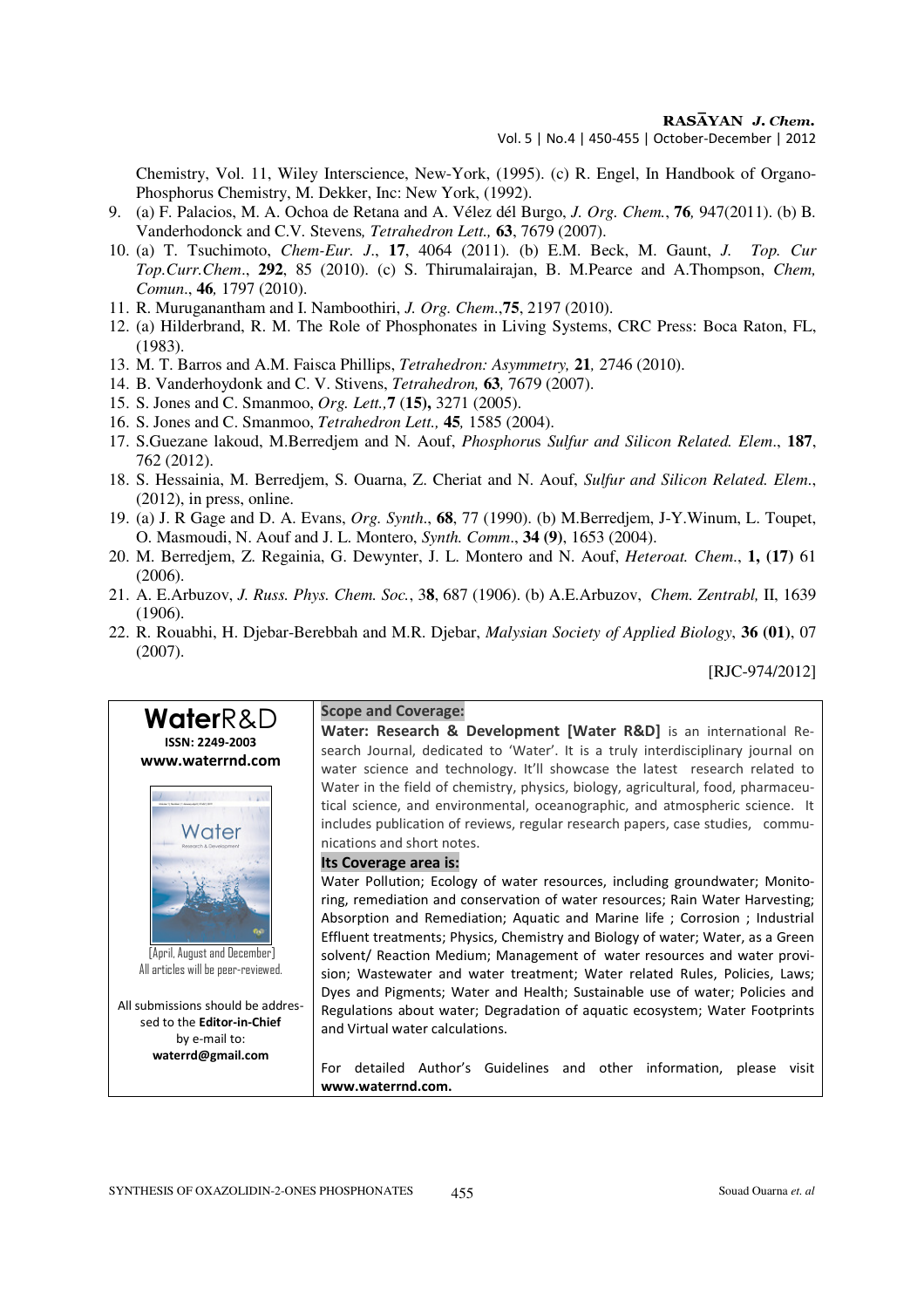Chemistry, Vol. 11, Wiley Interscience, New-York, (1995). (c) R. Engel, In Handbook of Organo-Phosphorus Chemistry, M. Dekker, Inc: New York, (1992).

9. (a) F. Palacios, M. A. Ochoa de Retana and A. Vélez dél Burgo, *J. Org. Chem.*, **76**, 947(2011). (b) B. Vanderhodonck and C.V. Stevens, *Tetrahedron Lett.,* **63**, 7679 (2007).
10. (a) T. Tsuchimoto, *Chem-Eur. J*., **17**, 4064 (2011). (b) E.M. Beck, M. Gaunt, *J. Top. Cur Top.Curr.Chem*., **292**, 85 (2010). (c) S. Thirumalairajan, B. M.Pearce and A.Thompson, *Chem, Comun*., **46**, 1797 (2010).
11. R. Muruganantham and I. Namboothiri, *J. Org. Chem*.,**75**, 2197 (2010).
12. (a) Hilderbrand, R. M. The Role of Phosphonates in Living Systems, CRC Press: Boca Raton, FL, (1983).
13. M. T. Barros and A.M. Faisca Phillips, *Tetrahedron: Asymmetry,* **21**, 2746 (2010).
14. B. Vanderhoydonk and C. V. Stivens, *Tetrahedron,* **63**, 7679 (2007).
15. S. Jones and C. Smanmoo, *Org. Lett.,***7** (**15),** 3271 (2005).
16. S. Jones and C. Smanmoo, *Tetrahedron Lett.,* **45**, 1585 (2004).
17. S.Guezane lakoud, M.Berredjem and N. Aouf, *Phosphorus Sulfur and Silicon Related. Elem*., **187**, 762 (2012).
18. S. Hessainia, M. Berredjem, S. Ouarna, Z. Cheriat and N. Aouf, *Sulfur and Silicon Related. Elem*., (2012), in press, online.
19. (a) J. R Gage and D. A. Evans, *Org. Synth*., **68**, 77 (1990). (b) M.Berredjem, J-Y.Winum, L. Toupet, O. Masmoudi, N. Aouf and J. L. Montero, *Synth. Comm*., **34 (9)**, 1653 (2004).
20. M. Berredjem, Z. Regainia, G. Dewynter, J. L. Montero and N. Aouf, *Heteroat. Chem*., **1, (17)** 61 (2006).
21. A. E.Arbuzov, *J. Russ. Phys. Chem. Soc.*, 3**8**, 687 (1906). (b) A.E.Arbuzov, *Chem. Zentrabl,* II, 1639 (1906).
22. R. Rouabhi, H. Djebar-Berebbah and M.R. Djebar, *Malysian Society of Applied Biology*, **36 (01)**, 07 (2007).

[RJC-974/2012]

**Water**R&D
**ISSN: 2249-2003**
**www.waterrnd.com**

[April, August and December]
All articles will be peer-reviewed.

All submissions should be addressed to the **Editor-in-Chief** by e-mail to:
**waterrd@gmail.com**

**Scope and Coverage:**

**Water: Research & Development [Water R&D]** is an international Research Journal, dedicated to 'Water'. It is a truly interdisciplinary journal on water science and technology. It'll showcase the latest research related to Water in the field of chemistry, physics, biology, agricultural, food, pharmaceutical science, and environmental, oceanographic, and atmospheric science. It includes publication of reviews, regular research papers, case studies, communications and short notes.

**Its Coverage area is:**

Water Pollution; Ecology of water resources, including groundwater; Monitoring, remediation and conservation of water resources; Rain Water Harvesting; Absorption and Remediation; Aquatic and Marine life ; Corrosion ; Industrial Effluent treatments; Physics, Chemistry and Biology of water; Water, as a Green solvent/ Reaction Medium; Management of water resources and water provision; Wastewater and water treatment; Water related Rules, Policies, Laws; Dyes and Pigments; Water and Health; Sustainable use of water; Policies and Regulations about water; Degradation of aquatic ecosystem; Water Footprints and Virtual water calculations.

For detailed Author's Guidelines and other information, please visit **www.waterrnd.com.**